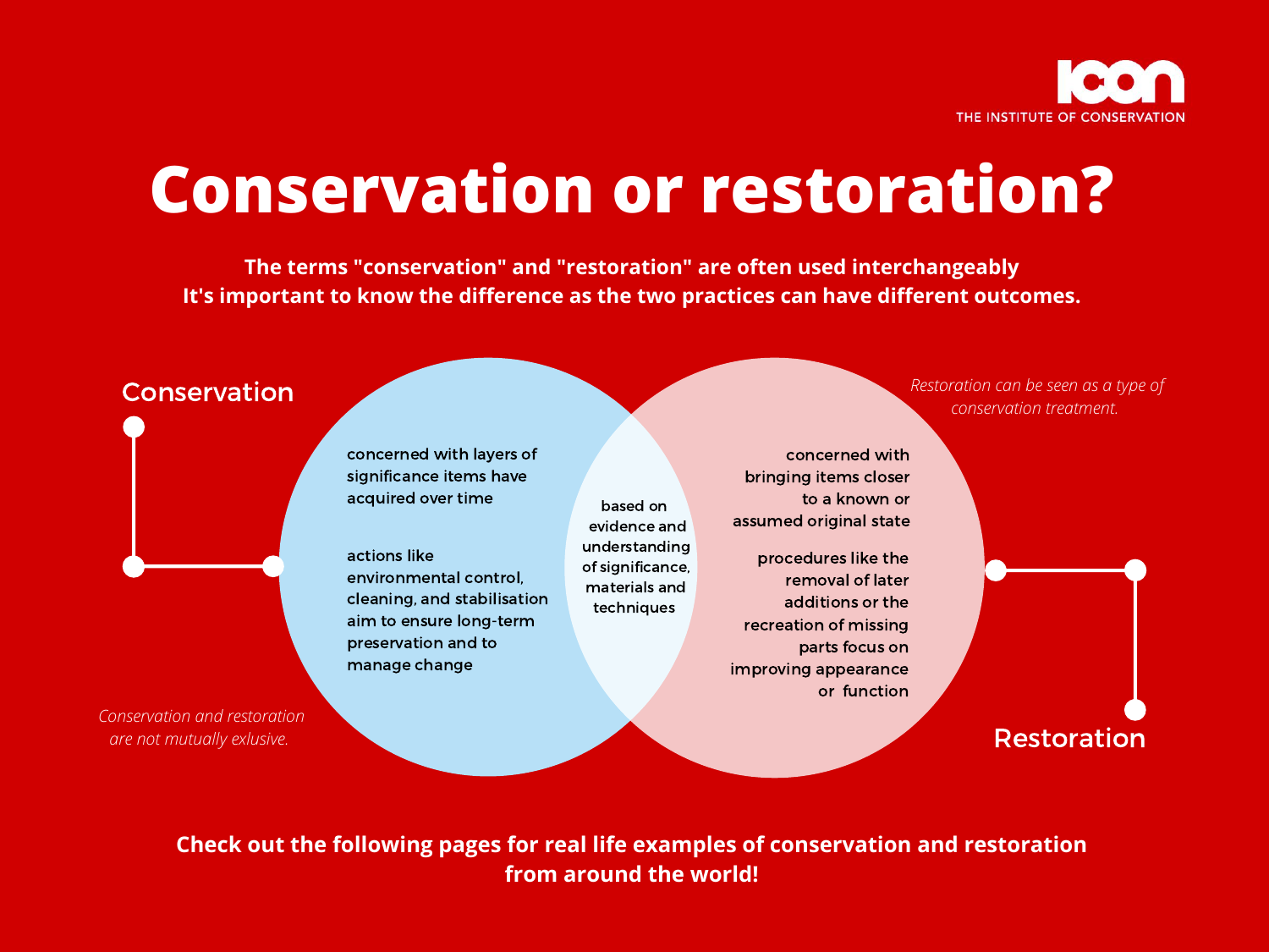ICON
THE INSTITUTE OF CONSERVATION

# Conservation or restoration?

**The terms "conservation" and "restoration" are often used interchangeably**
**It's important to know the difference as the two practices can have different outcomes.**

## Conservation

concerned with layers of significance items have acquired over time

actions like environmental control, cleaning, and stabilisation aim to ensure long-term preservation and to manage change

## Conservation and Restoration

based on evidence and understanding of significance, materials and techniques

## Restoration

concerned with bringing items closer to a known or assumed original state

procedures like the removal of later additions or the recreation of missing parts focus on improving appearance or function

*Restoration can be seen as a type of conservation treatment.*

*Conservation and restoration are not mutually exlusive.*

**Check out the following pages for real life examples of conservation and restoration from around the world!**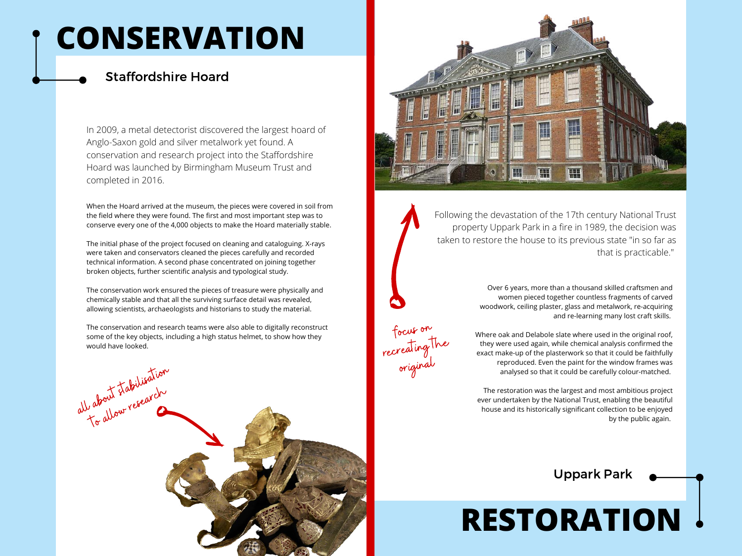# CONSERVATION

## Staffordshire Hoard

In 2009, a metal detectorist discovered the largest hoard of Anglo-Saxon gold and silver metalwork yet found. A conservation and research project into the Staffordshire Hoard was launched by Birmingham Museum Trust and completed in 2016.

When the Hoard arrived at the museum, the pieces were covered in soil from the field where they were found. The first and most important step was to conserve every one of the 4,000 objects to make the Hoard materially stable.

The initial phase of the project focused on cleaning and cataloguing. X-rays were taken and conservators cleaned the pieces carefully and recorded technical information. A second phase concentrated on joining together broken objects, further scientific analysis and typological study.

The conservation work ensured the pieces of treasure were physically and chemically stable and that all the surviving surface detail was revealed, allowing scientists, archaeologists and historians to study the material.

The conservation and research teams were also able to digitally reconstruct some of the key objects, including a high status helmet, to show how they would have looked.

*all about stabilisation to allow research*

*focus on recreating the original*

Following the devastation of the 17th century National Trust property Uppark Park in a fire in 1989, the decision was taken to restore the house to its previous state "in so far as that is practicable."

Over 6 years, more than a thousand skilled craftsmen and women pieced together countless fragments of carved woodwork, ceiling plaster, glass and metalwork, re-acquiring and re-learning many lost craft skills.

Where oak and Delabole slate where used in the original roof, they were used again, while chemical analysis confirmed the exact make-up of the plasterwork so that it could be faithfully reproduced. Even the paint for the window frames was analysed so that it could be carefully colour-matched.

The restoration was the largest and most ambitious project ever undertaken by the National Trust, enabling the beautiful house and its historically significant collection to be enjoyed by the public again.

## Uppark Park

# RESTORATION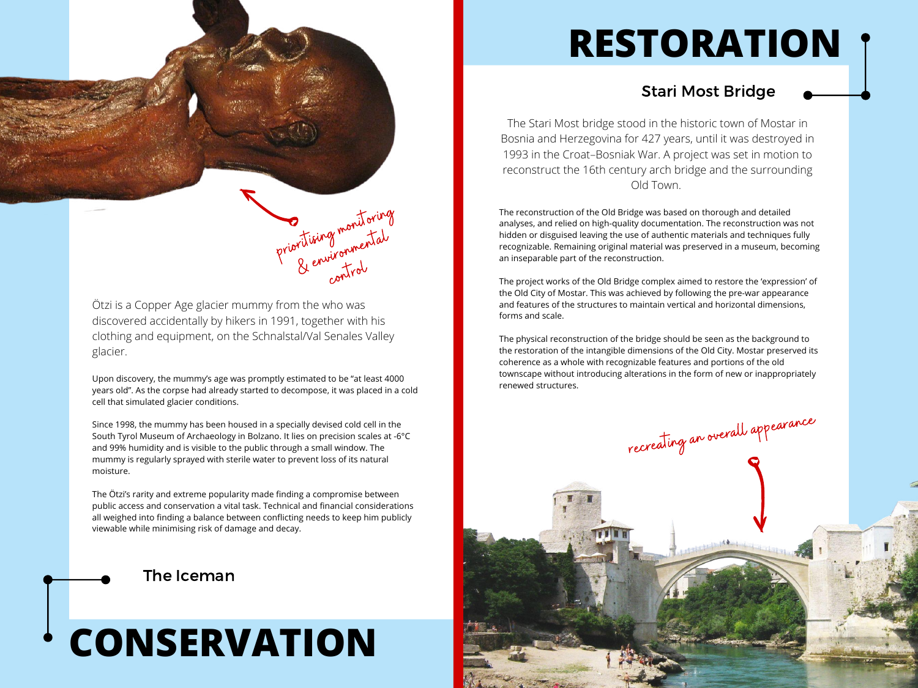# CONSERVATION

## The Iceman

*prioritising monitoring & environmental control*

Ötzi is a Copper Age glacier mummy from the who was discovered accidentally by hikers in 1991, together with his clothing and equipment, on the Schnalstal/Val Senales Valley glacier.

Upon discovery, the mummy's age was promptly estimated to be "at least 4000 years old". As the corpse had already started to decompose, it was placed in a cold cell that simulated glacier conditions.

Since 1998, the mummy has been housed in a specially devised cold cell in the South Tyrol Museum of Archaeology in Bolzano. It lies on precision scales at -6°C and 99% humidity and is visible to the public through a small window. The mummy is regularly sprayed with sterile water to prevent loss of its natural moisture.

The Ötzi's rarity and extreme popularity made finding a compromise between public access and conservation a vital task. Technical and financial considerations all weighed into finding a balance between conflicting needs to keep him publicly viewable while minimising risk of damage and decay.

# RESTORATION

## Stari Most Bridge

The Stari Most bridge stood in the historic town of Mostar in Bosnia and Herzegovina for 427 years, until it was destroyed in 1993 in the Croat–Bosniak War. A project was set in motion to reconstruct the 16th century arch bridge and the surrounding Old Town.

The reconstruction of the Old Bridge was based on thorough and detailed analyses, and relied on high-quality documentation. The reconstruction was not hidden or disguised leaving the use of authentic materials and techniques fully recognizable. Remaining original material was preserved in a museum, becoming an inseparable part of the reconstruction.

The project works of the Old Bridge complex aimed to restore the 'expression' of the Old City of Mostar. This was achieved by following the pre-war appearance and features of the structures to maintain vertical and horizontal dimensions, forms and scale.

The physical reconstruction of the bridge should be seen as the background to the restoration of the intangible dimensions of the Old City. Mostar preserved its coherence as a whole with recognizable features and portions of the old townscape without introducing alterations in the form of new or inappropriately renewed structures.

*recreating an overall appearance*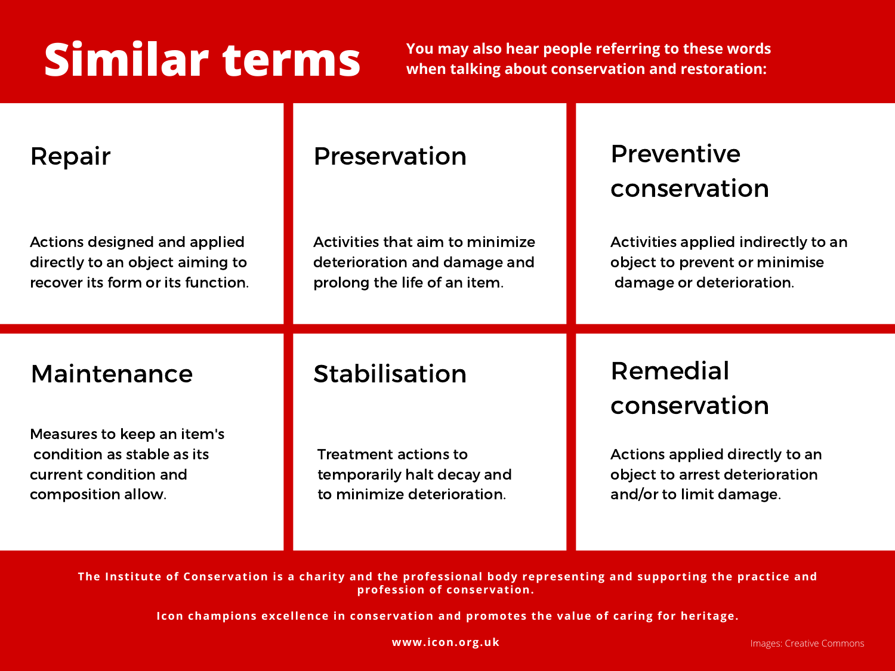# Similar terms

**You may also hear people referring to these words when talking about conservation and restoration:**

## Repair

Actions designed and applied directly to an object aiming to recover its form or its function.

## Preservation

Activities that aim to minimize deterioration and damage and prolong the life of an item.

## Preventive conservation

Activities applied indirectly to an object to prevent or minimise damage or deterioration.

## Maintenance

Measures to keep an item's condition as stable as its current condition and composition allow.

## Stabilisation

Treatment actions to temporarily halt decay and to minimize deterioration.

## Remedial conservation

Actions applied directly to an object to arrest deterioration and/or to limit damage.

**The Institute of Conservation is a charity and the professional body representing and supporting the practice and profession of conservation.**

**Icon champions excellence in conservation and promotes the value of caring for heritage.**

**www.icon.org.uk**

Images: Creative Commons